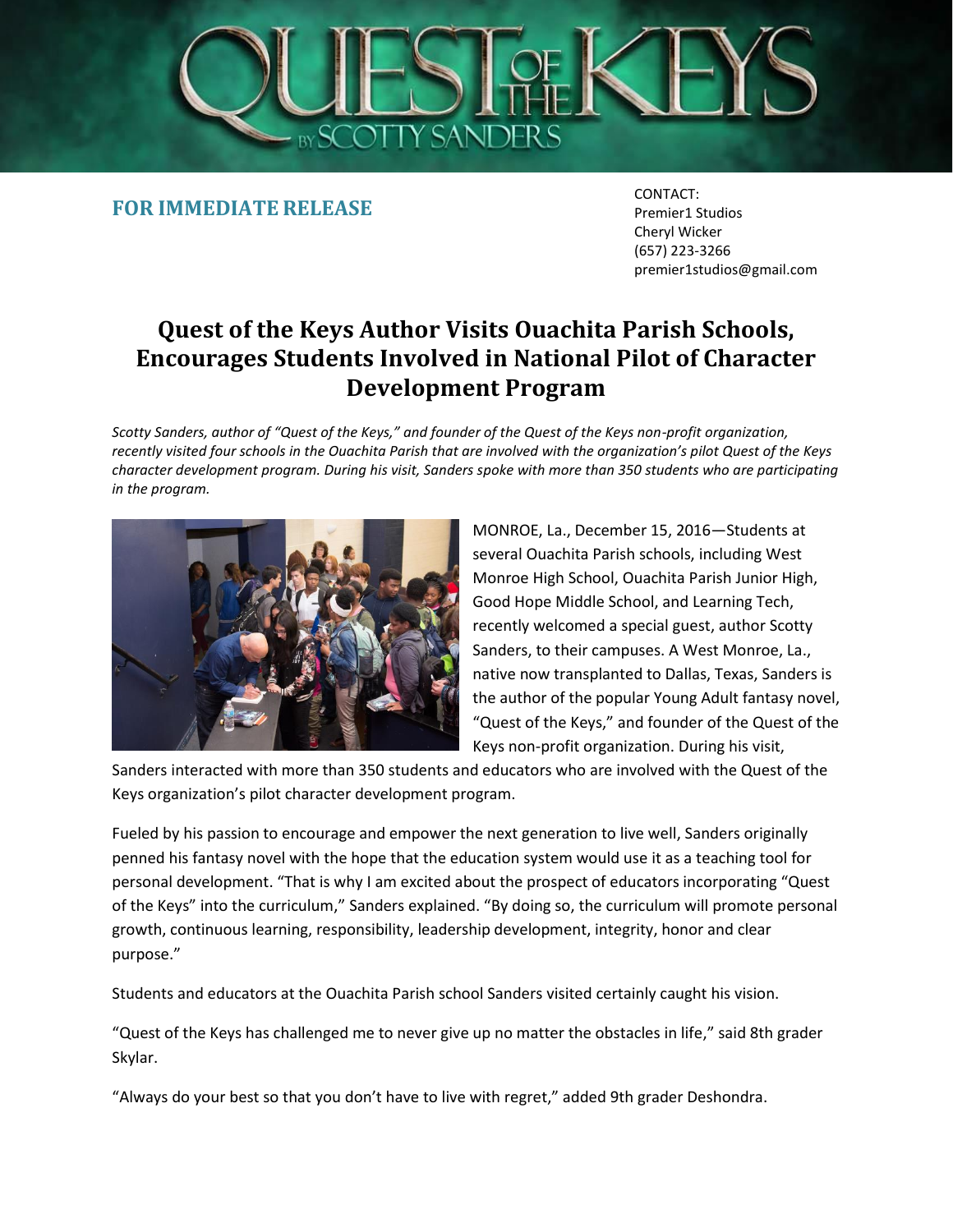**QUEST OF THE KEYS BY SCOTTY SANDERS**

**FOR IMMEDIATE RELEASE**

CONTACT:
Premier1 Studios
Cheryl Wicker
(657) 223-3266
premier1studios@gmail.com

# Quest of the Keys Author Visits Ouachita Parish Schools, Encourages Students Involved in National Pilot of Character Development Program

*Scotty Sanders, author of "Quest of the Keys," and founder of the Quest of the Keys non-profit organization, recently visited four schools in the Ouachita Parish that are involved with the organization's pilot Quest of the Keys character development program. During his visit, Sanders spoke with more than 350 students who are participating in the program.*

MONROE, La., December 15, 2016—Students at several Ouachita Parish schools, including West Monroe High School, Ouachita Parish Junior High, Good Hope Middle School, and Learning Tech, recently welcomed a special guest, author Scotty Sanders, to their campuses. A West Monroe, La., native now transplanted to Dallas, Texas, Sanders is the author of the popular Young Adult fantasy novel, "Quest of the Keys," and founder of the Quest of the Keys non-profit organization. During his visit, Sanders interacted with more than 350 students and educators who are involved with the Quest of the Keys organization's pilot character development program.

Fueled by his passion to encourage and empower the next generation to live well, Sanders originally penned his fantasy novel with the hope that the education system would use it as a teaching tool for personal development. "That is why I am excited about the prospect of educators incorporating "Quest of the Keys" into the curriculum," Sanders explained. "By doing so, the curriculum will promote personal growth, continuous learning, responsibility, leadership development, integrity, honor and clear purpose."

Students and educators at the Ouachita Parish school Sanders visited certainly caught his vision.

"Quest of the Keys has challenged me to never give up no matter the obstacles in life," said 8th grader Skylar.

"Always do your best so that you don't have to live with regret," added 9th grader Deshondra.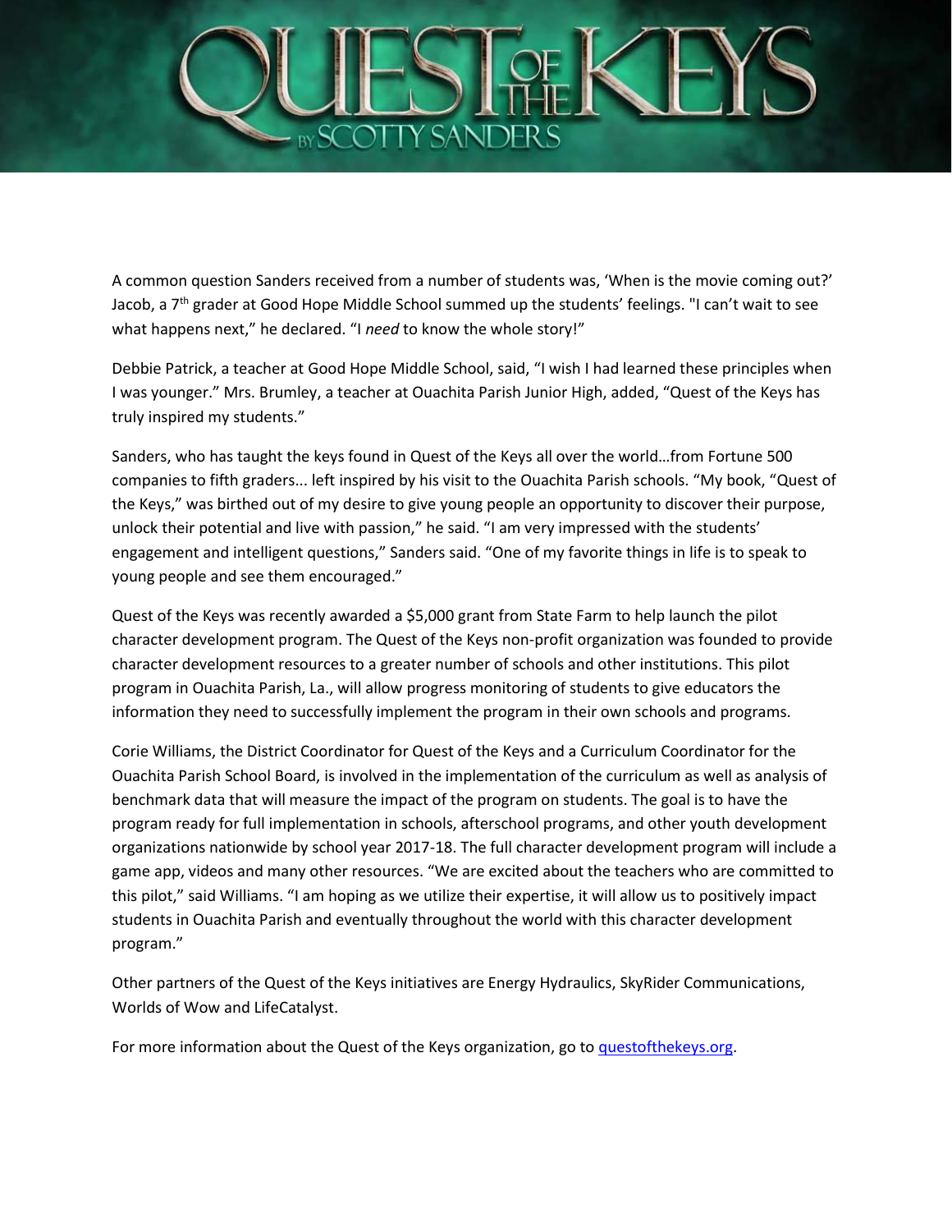A common question Sanders received from a number of students was, 'When is the movie coming out?' Jacob, a 7th grader at Good Hope Middle School summed up the students' feelings. "I can't wait to see what happens next," he declared. "I *need* to know the whole story!"

Debbie Patrick, a teacher at Good Hope Middle School, said, "I wish I had learned these principles when I was younger." Mrs. Brumley, a teacher at Ouachita Parish Junior High, added, "Quest of the Keys has truly inspired my students."

Sanders, who has taught the keys found in Quest of the Keys all over the world…from Fortune 500 companies to fifth graders... left inspired by his visit to the Ouachita Parish schools. "My book, "Quest of the Keys," was birthed out of my desire to give young people an opportunity to discover their purpose, unlock their potential and live with passion," he said. "I am very impressed with the students' engagement and intelligent questions," Sanders said. "One of my favorite things in life is to speak to young people and see them encouraged."

Quest of the Keys was recently awarded a $5,000 grant from State Farm to help launch the pilot character development program. The Quest of the Keys non-profit organization was founded to provide character development resources to a greater number of schools and other institutions. This pilot program in Ouachita Parish, La., will allow progress monitoring of students to give educators the information they need to successfully implement the program in their own schools and programs.

Corie Williams, the District Coordinator for Quest of the Keys and a Curriculum Coordinator for the Ouachita Parish School Board, is involved in the implementation of the curriculum as well as analysis of benchmark data that will measure the impact of the program on students. The goal is to have the program ready for full implementation in schools, afterschool programs, and other youth development organizations nationwide by school year 2017-18. The full character development program will include a game app, videos and many other resources. "We are excited about the teachers who are committed to this pilot," said Williams. "I am hoping as we utilize their expertise, it will allow us to positively impact students in Ouachita Parish and eventually throughout the world with this character development program."

Other partners of the Quest of the Keys initiatives are Energy Hydraulics, SkyRider Communications, Worlds of Wow and LifeCatalyst.

For more information about the Quest of the Keys organization, go to [questofthekeys.org](questofthekeys.org).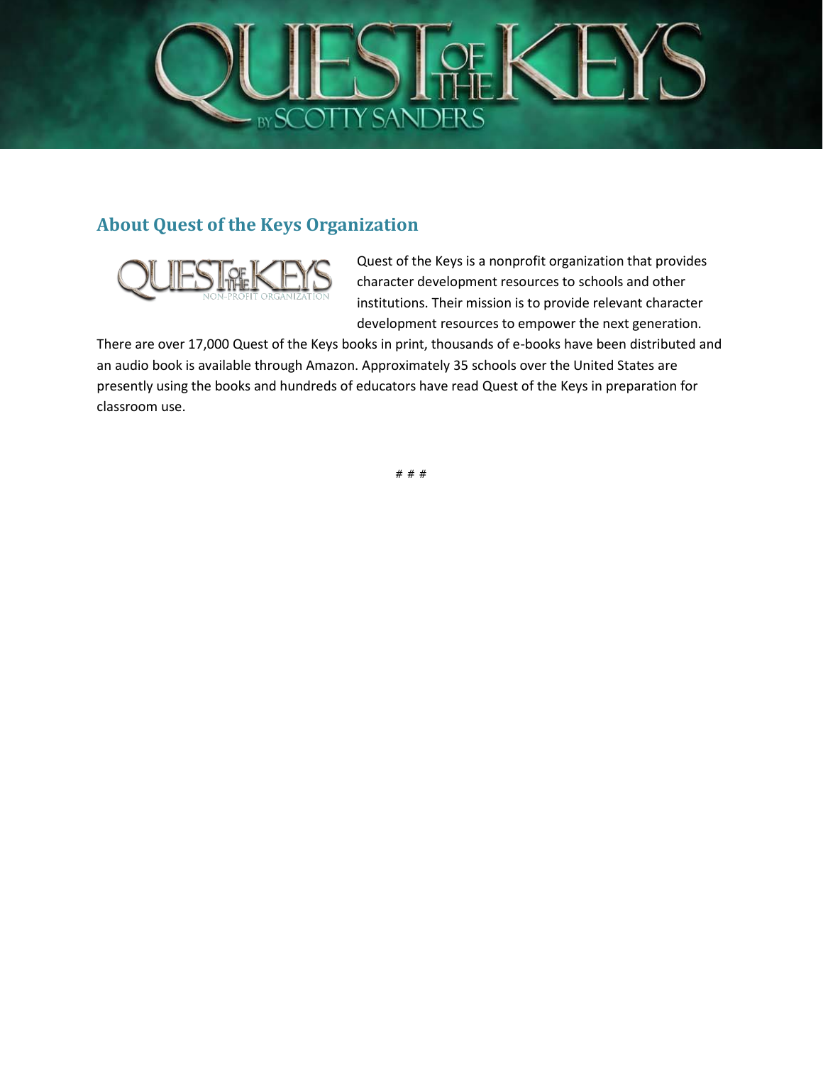## About Quest of the Keys Organization

Quest of the Keys is a nonprofit organization that provides character development resources to schools and other institutions. Their mission is to provide relevant character development resources to empower the next generation.

There are over 17,000 Quest of the Keys books in print, thousands of e-books have been distributed and an audio book is available through Amazon. Approximately 35 schools over the United States are presently using the books and hundreds of educators have read Quest of the Keys in preparation for classroom use.

# # #